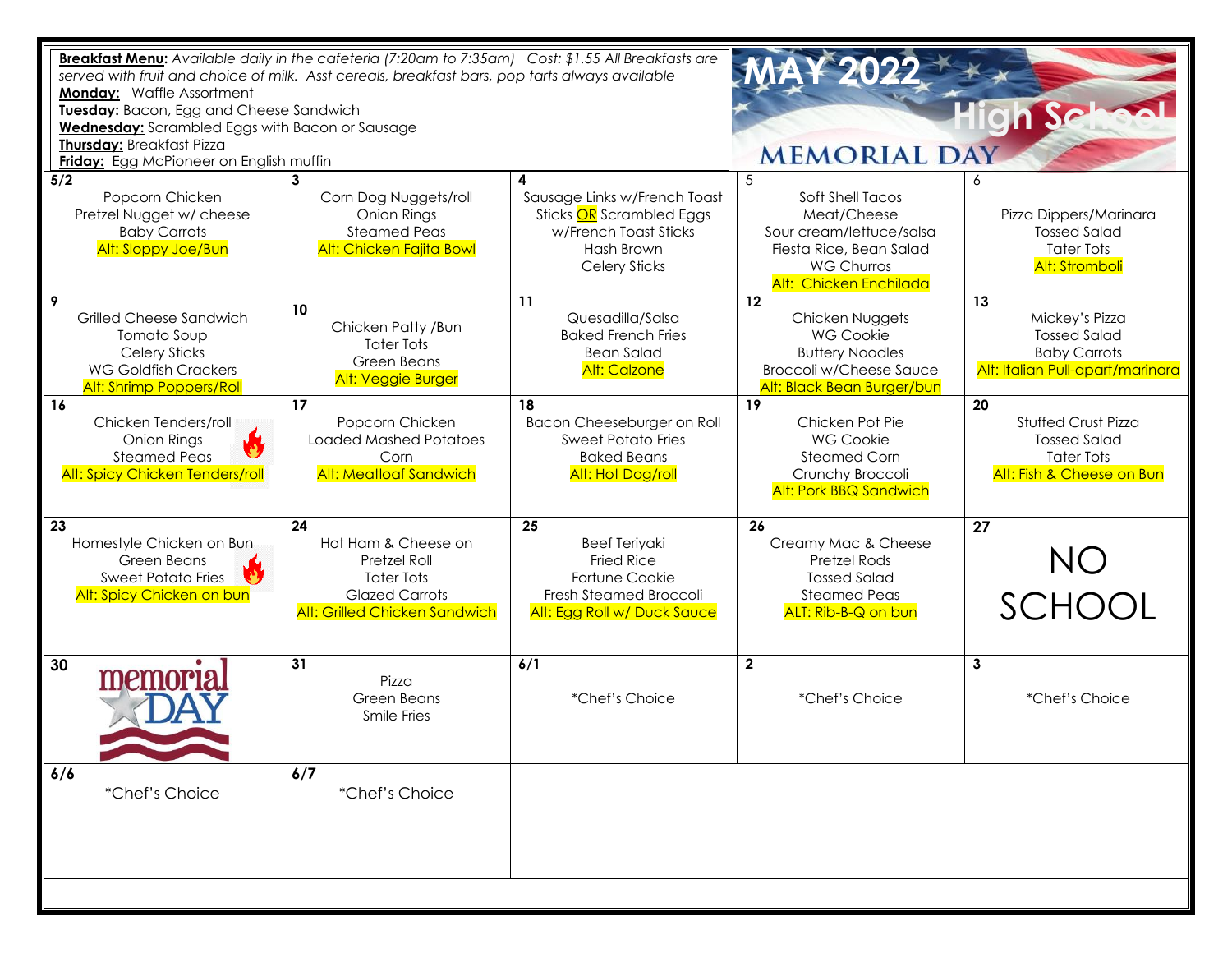**Breakfast Menu:** *Available daily in the cafeteria (7:20am to 7:35am) Cost: $1.55 All Breakfasts are served with fruit and choice of milk. Asst cereals, breakfast bars, pop tarts always available*

**Monday:** Waffle Assortment
**Tuesday:** Bacon, Egg and Cheese Sandwich
**Wednesday:** Scrambled Eggs with Bacon or Sausage
**Thursday:** Breakfast Pizza
**Friday:** Egg McPioneer on English muffin

# MAY 2022 High School

## MEMORIAL DAY

| Monday | Tuesday | Wednesday | Thursday | Friday |
|---|---|---|---|---|
| **5/2**<br>Popcorn Chicken<br>Pretzel Nugget w/ cheese<br>Baby Carrots<br>Alt: Sloppy Joe/Bun | **3**<br>Corn Dog Nuggets/roll<br>Onion Rings<br>Steamed Peas<br>Alt: Chicken Fajita Bowl | **4**<br>Sausage Links w/French Toast Sticks OR Scrambled Eggs w/French Toast Sticks<br>Hash Brown<br>Celery Sticks | **5**<br>Soft Shell Tacos<br>Meat/Cheese<br>Sour cream/lettuce/salsa<br>Fiesta Rice, Bean Salad<br>WG Churros<br>Alt: Chicken Enchilada | **6**<br>Pizza Dippers/Marinara<br>Tossed Salad<br>Tater Tots<br>Alt: Stromboli |
| **9**<br>Grilled Cheese Sandwich<br>Tomato Soup<br>Celery Sticks<br>WG Goldfish Crackers<br>Alt: Shrimp Poppers/Roll | **10**<br>Chicken Patty /Bun<br>Tater Tots<br>Green Beans<br>Alt: Veggie Burger | **11**<br>Quesadilla/Salsa<br>Baked French Fries<br>Bean Salad<br>Alt: Calzone | **12**<br>Chicken Nuggets<br>WG Cookie<br>Buttery Noodles<br>Broccoli w/Cheese Sauce<br>Alt: Black Bean Burger/bun | **13**<br>Mickey's Pizza<br>Tossed Salad<br>Baby Carrots<br>Alt: Italian Pull-apart/marinara |
| **16**<br>Chicken Tenders/roll<br>Onion Rings<br>Steamed Peas<br>Alt: Spicy Chicken Tenders/roll | **17**<br>Popcorn Chicken<br>Loaded Mashed Potatoes<br>Corn<br>Alt: Meatloaf Sandwich | **18**<br>Bacon Cheeseburger on Roll<br>Sweet Potato Fries<br>Baked Beans<br>Alt: Hot Dog/roll | **19**<br>Chicken Pot Pie<br>WG Cookie<br>Steamed Corn<br>Crunchy Broccoli<br>Alt: Pork BBQ Sandwich | **20**<br>Stuffed Crust Pizza<br>Tossed Salad<br>Tater Tots<br>Alt: Fish & Cheese on Bun |
| **23**<br>Homestyle Chicken on Bun<br>Green Beans<br>Sweet Potato Fries<br>Alt: Spicy Chicken on bun | **24**<br>Hot Ham & Cheese on Pretzel Roll<br>Tater Tots<br>Glazed Carrots<br>Alt: Grilled Chicken Sandwich | **25**<br>Beef Teriyaki<br>Fried Rice<br>Fortune Cookie<br>Fresh Steamed Broccoli<br>Alt: Egg Roll w/ Duck Sauce | **26**<br>Creamy Mac & Cheese<br>Pretzel Rods<br>Tossed Salad<br>Steamed Peas<br>ALT: Rib-B-Q on bun | **27**<br>NO SCHOOL |
| **30**<br>memorial DAY | **31**<br>Pizza<br>Green Beans<br>Smile Fries | **6/1**<br>*Chef's Choice | **2**<br>*Chef's Choice | **3**<br>*Chef's Choice |
| **6/6**<br>*Chef's Choice | **6/7**<br>*Chef's Choice | | | |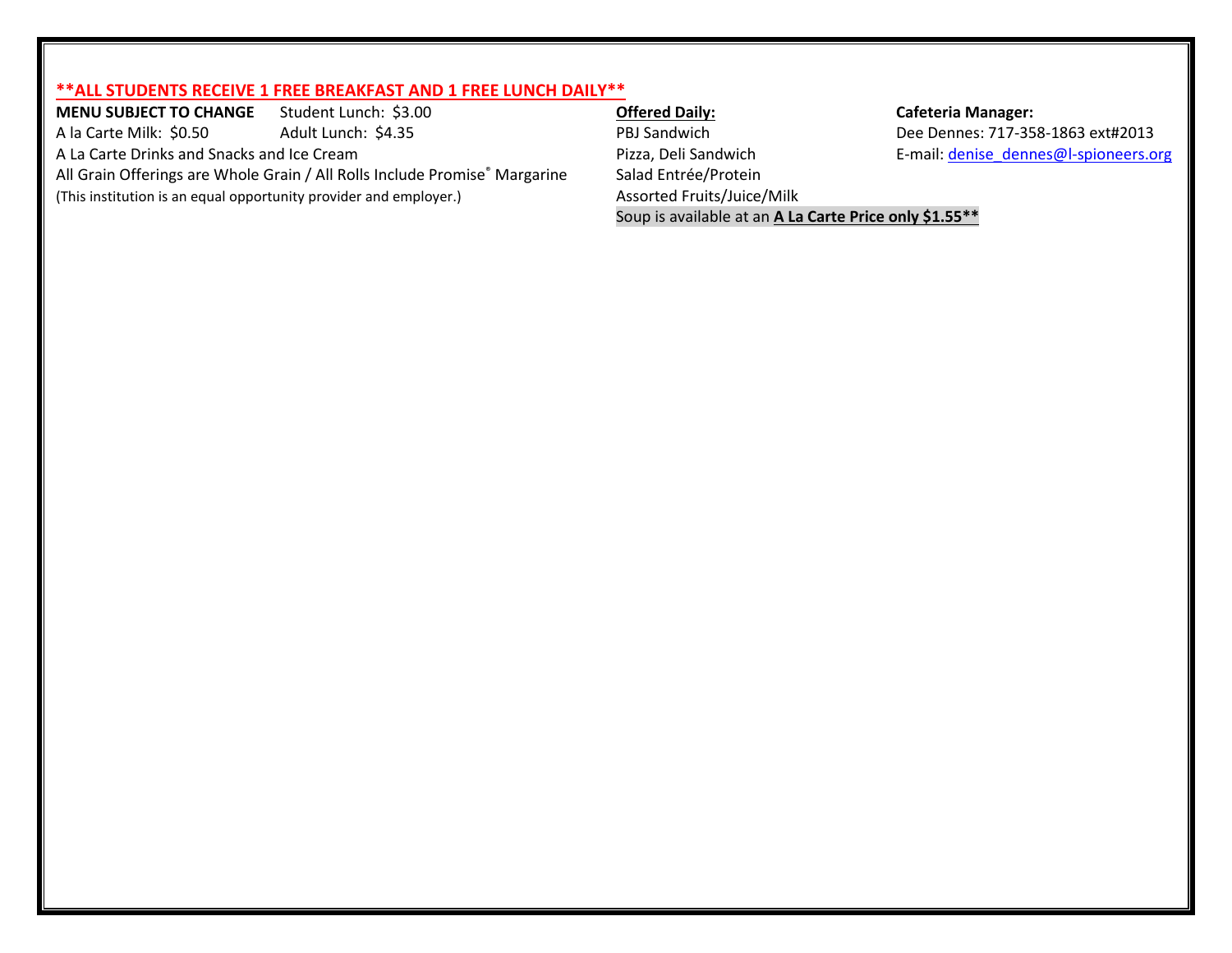**\*\*ALL STUDENTS RECEIVE 1 FREE BREAKFAST AND 1 FREE LUNCH DAILY\*\***

**MENU SUBJECT TO CHANGE** Student Lunch: $3.00
A la Carte Milk: $0.50 Adult Lunch: $4.35
A La Carte Drinks and Snacks and Ice Cream
All Grain Offerings are Whole Grain / All Rolls Include Promise® Margarine
(This institution is an equal opportunity provider and employer.)

**Offered Daily:**
PBJ Sandwich
Pizza, Deli Sandwich
Salad Entrée/Protein
Assorted Fruits/Juice/Milk
Soup is available at an **A La Carte Price only $1.55\*\***

**Cafeteria Manager:**
Dee Dennes: 717-358-1863 ext#2013
E-mail: denise_dennes@l-spioneers.org